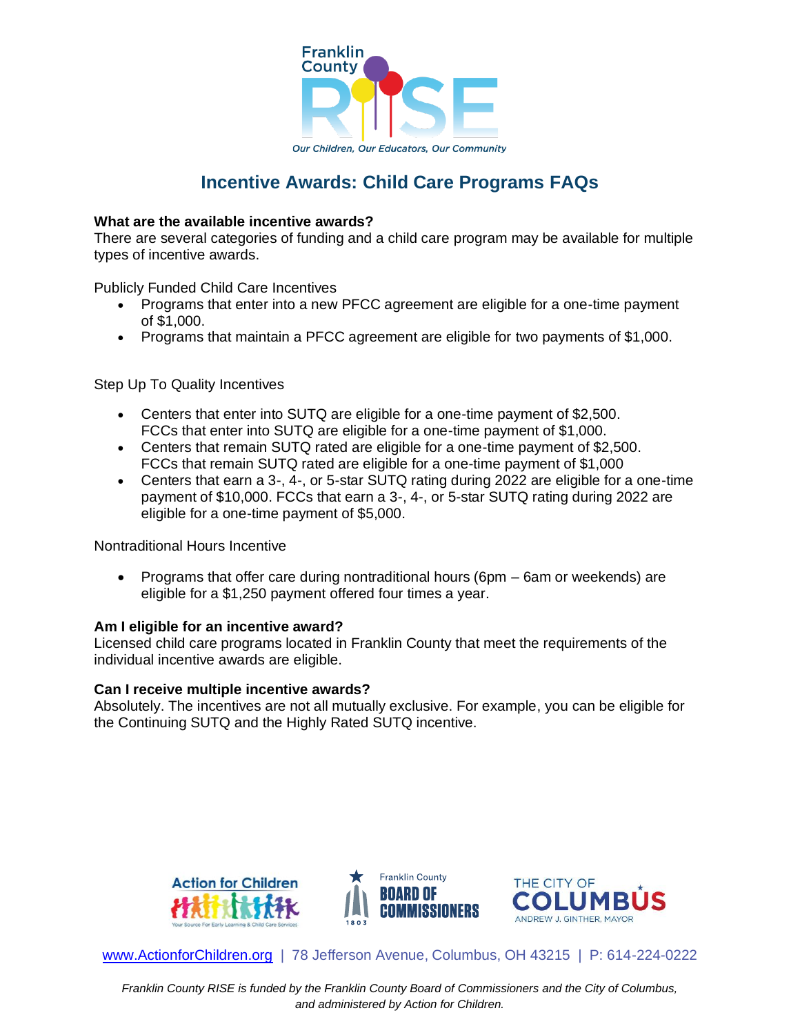# Incentive Awards: Child Care Programs FAQs

**What are the available incentive awards?**

There are several categories of funding and a child care program may be available for multiple types of incentive awards.

Publicly Funded Child Care Incentives

- Programs that enter into a new PFCC agreement are eligible for a one-time payment of $1,000.
- Programs that maintain a PFCC agreement are eligible for two payments of $1,000.

Step Up To Quality Incentives

- Centers that enter into SUTQ are eligible for a one-time payment of $2,500. FCCs that enter into SUTQ are eligible for a one-time payment of $1,000.
- Centers that remain SUTQ rated are eligible for a one-time payment of $2,500. FCCs that remain SUTQ rated are eligible for a one-time payment of $1,000
- Centers that earn a 3-, 4-, or 5-star SUTQ rating during 2022 are eligible for a one-time payment of $10,000. FCCs that earn a 3-, 4-, or 5-star SUTQ rating during 2022 are eligible for a one-time payment of $5,000.

Nontraditional Hours Incentive

- Programs that offer care during nontraditional hours (6pm – 6am or weekends) are eligible for a $1,250 payment offered four times a year.

**Am I eligible for an incentive award?**

Licensed child care programs located in Franklin County that meet the requirements of the individual incentive awards are eligible.

**Can I receive multiple incentive awards?**

Absolutely. The incentives are not all mutually exclusive. For example, you can be eligible for the Continuing SUTQ and the Highly Rated SUTQ incentive.

www.ActionforChildren.org | 78 Jefferson Avenue, Columbus, OH 43215 | P: 614-224-0222

*Franklin County RISE is funded by the Franklin County Board of Commissioners and the City of Columbus, and administered by Action for Children.*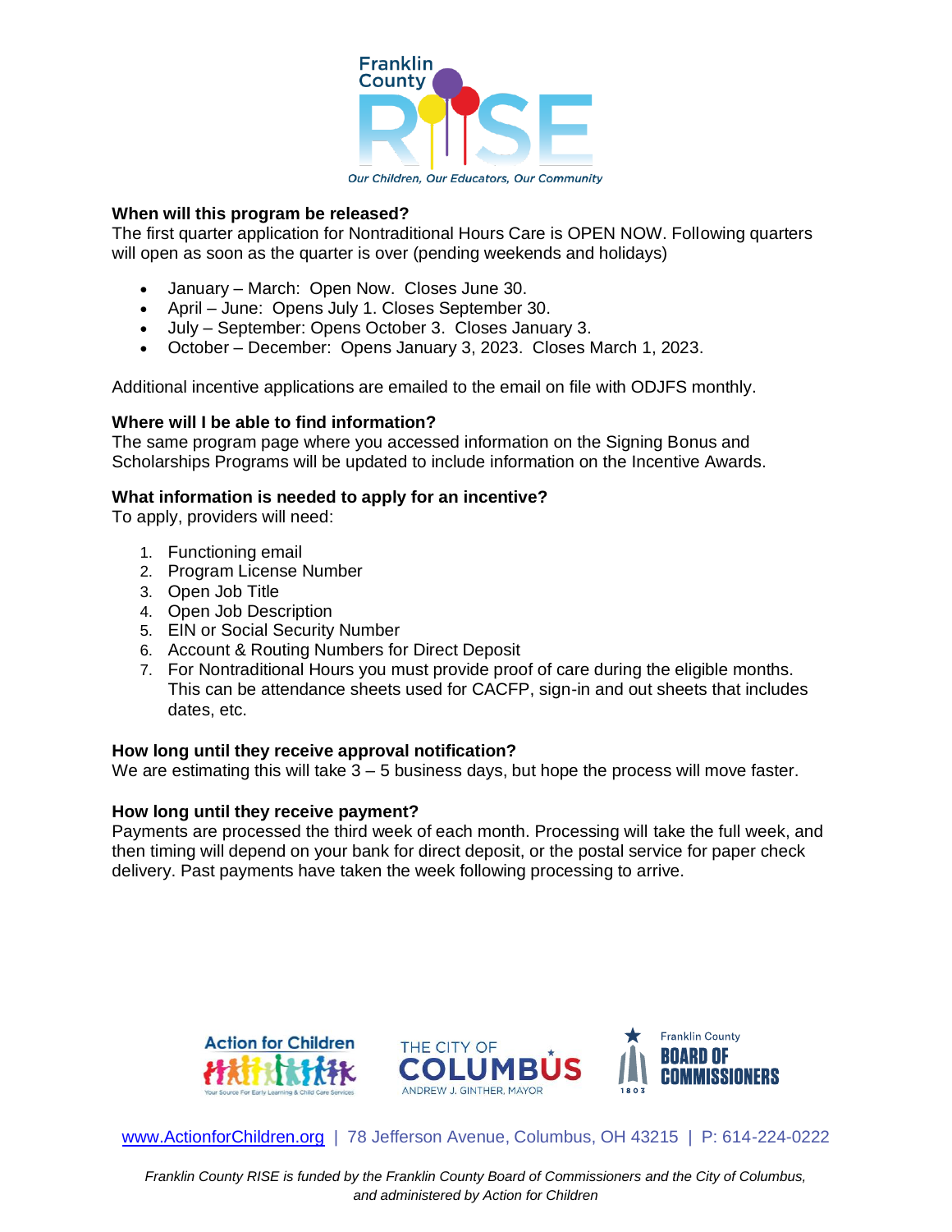Franklin County RISE

*Our Children, Our Educators, Our Community*

**When will this program be released?**

The first quarter application for Nontraditional Hours Care is OPEN NOW. Following quarters will open as soon as the quarter is over (pending weekends and holidays)

- January – March: Open Now. Closes June 30.
- April – June: Opens July 1. Closes September 30.
- July – September: Opens October 3. Closes January 3.
- October – December: Opens January 3, 2023. Closes March 1, 2023.

Additional incentive applications are emailed to the email on file with ODJFS monthly.

**Where will I be able to find information?**

The same program page where you accessed information on the Signing Bonus and Scholarships Programs will be updated to include information on the Incentive Awards.

**What information is needed to apply for an incentive?**

To apply, providers will need:

1. Functioning email
2. Program License Number
3. Open Job Title
4. Open Job Description
5. EIN or Social Security Number
6. Account & Routing Numbers for Direct Deposit
7. For Nontraditional Hours you must provide proof of care during the eligible months. This can be attendance sheets used for CACFP, sign-in and out sheets that includes dates, etc.

**How long until they receive approval notification?**

We are estimating this will take 3 – 5 business days, but hope the process will move faster.

**How long until they receive payment?**

Payments are processed the third week of each month. Processing will take the full week, and then timing will depend on your bank for direct deposit, or the postal service for paper check delivery. Past payments have taken the week following processing to arrive.

Action for Children | The City of Columbus, Andrew J. Ginther, Mayor | Franklin County Board of Commissioners

www.ActionforChildren.org | 78 Jefferson Avenue, Columbus, OH 43215 | P: 614-224-0222

*Franklin County RISE is funded by the Franklin County Board of Commissioners and the City of Columbus, and administered by Action for Children*